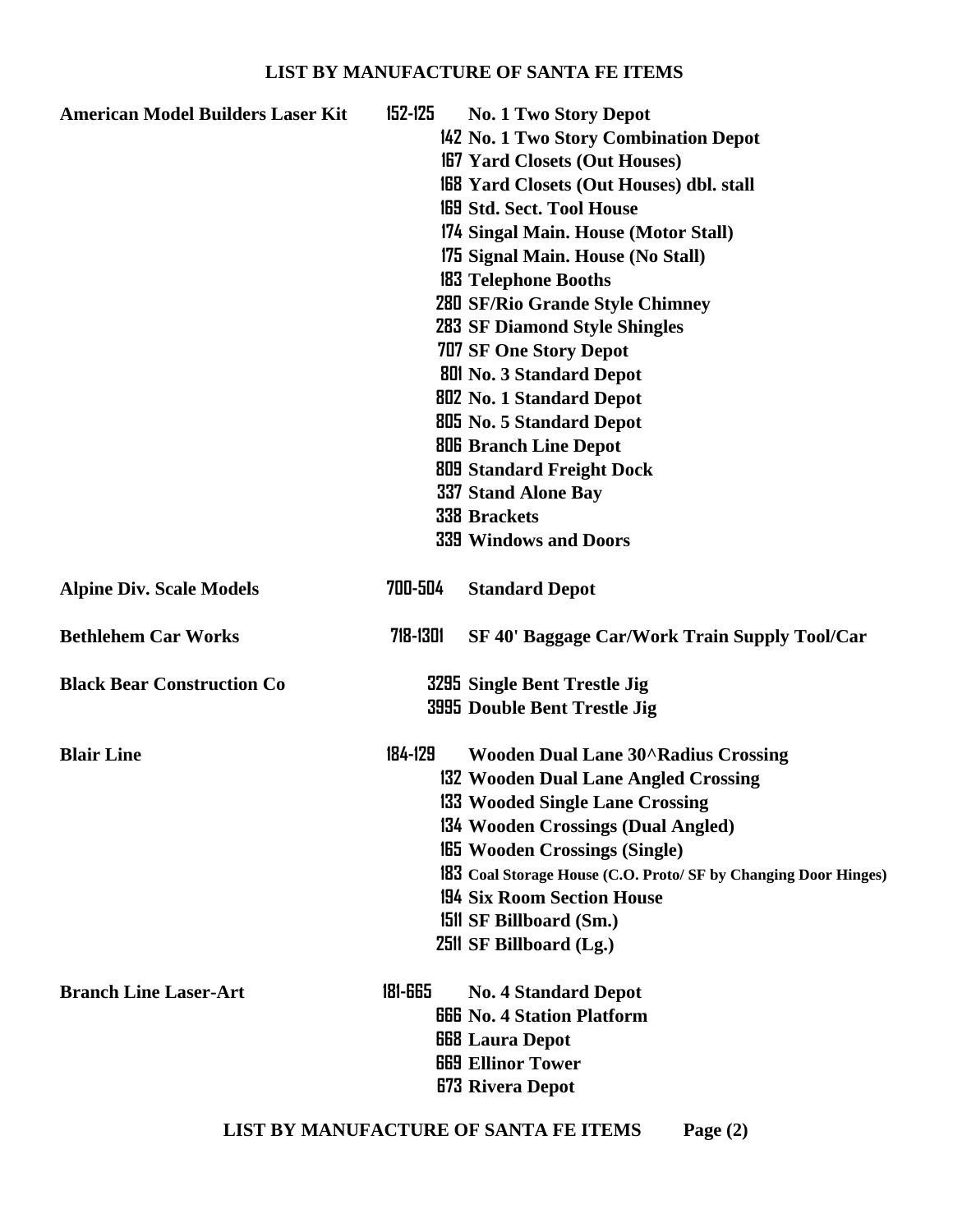# LIST BY MANUFACTURE OF SANTA FE ITEMS

| Manufacturer | Number | Item |
|---|---|---|
| **American Model Builders Laser Kit** | 152-125 | **No. 1 Two Story Depot** |
| | 142 | **No. 1 Two Story Combination Depot** |
| | 167 | **Yard Closets (Out Houses)** |
| | 168 | **Yard Closets (Out Houses) dbl. stall** |
| | 169 | **Std. Sect. Tool House** |
| | 174 | **Singal Main. House (Motor Stall)** |
| | 175 | **Signal Main. House (No Stall)** |
| | 183 | **Telephone Booths** |
| | 280 | **SF/Rio Grande Style Chimney** |
| | 283 | **SF Diamond Style Shingles** |
| | 707 | **SF One Story Depot** |
| | 801 | **No. 3 Standard Depot** |
| | 802 | **No. 1 Standard Depot** |
| | 805 | **No. 5 Standard Depot** |
| | 806 | **Branch Line Depot** |
| | 809 | **Standard Freight Dock** |
| | 337 | **Stand Alone Bay** |
| | 338 | **Brackets** |
| | 339 | **Windows and Doors** |
| **Alpine Div. Scale Models** | 700-504 | **Standard Depot** |
| **Bethlehem Car Works** | 718-1301 | **SF 40' Baggage Car/Work Train Supply Tool/Car** |
| **Black Bear Construction Co** | 3295 | **Single Bent Trestle Jig** |
| | 3995 | **Double Bent Trestle Jig** |
| **Blair Line** | 184-129 | **Wooden Dual Lane 30^Radius Crossing** |
| | 132 | **Wooden Dual Lane Angled Crossing** |
| | 133 | **Wooded Single Lane Crossing** |
| | 134 | **Wooden Crossings (Dual Angled)** |
| | 165 | **Wooden Crossings (Single)** |
| | 183 | **Coal Storage House (C.O. Proto/ SF by Changing Door Hinges)** |
| | 194 | **Six Room Section House** |
| | 1511 | **SF Billboard (Sm.)** |
| | 2511 | **SF Billboard (Lg.)** |
| **Branch Line Laser-Art** | 181-665 | **No. 4 Standard Depot** |
| | 666 | **No. 4 Station Platform** |
| | 668 | **Laura Depot** |
| | 669 | **Ellinor Tower** |
| | 673 | **Rivera Depot** |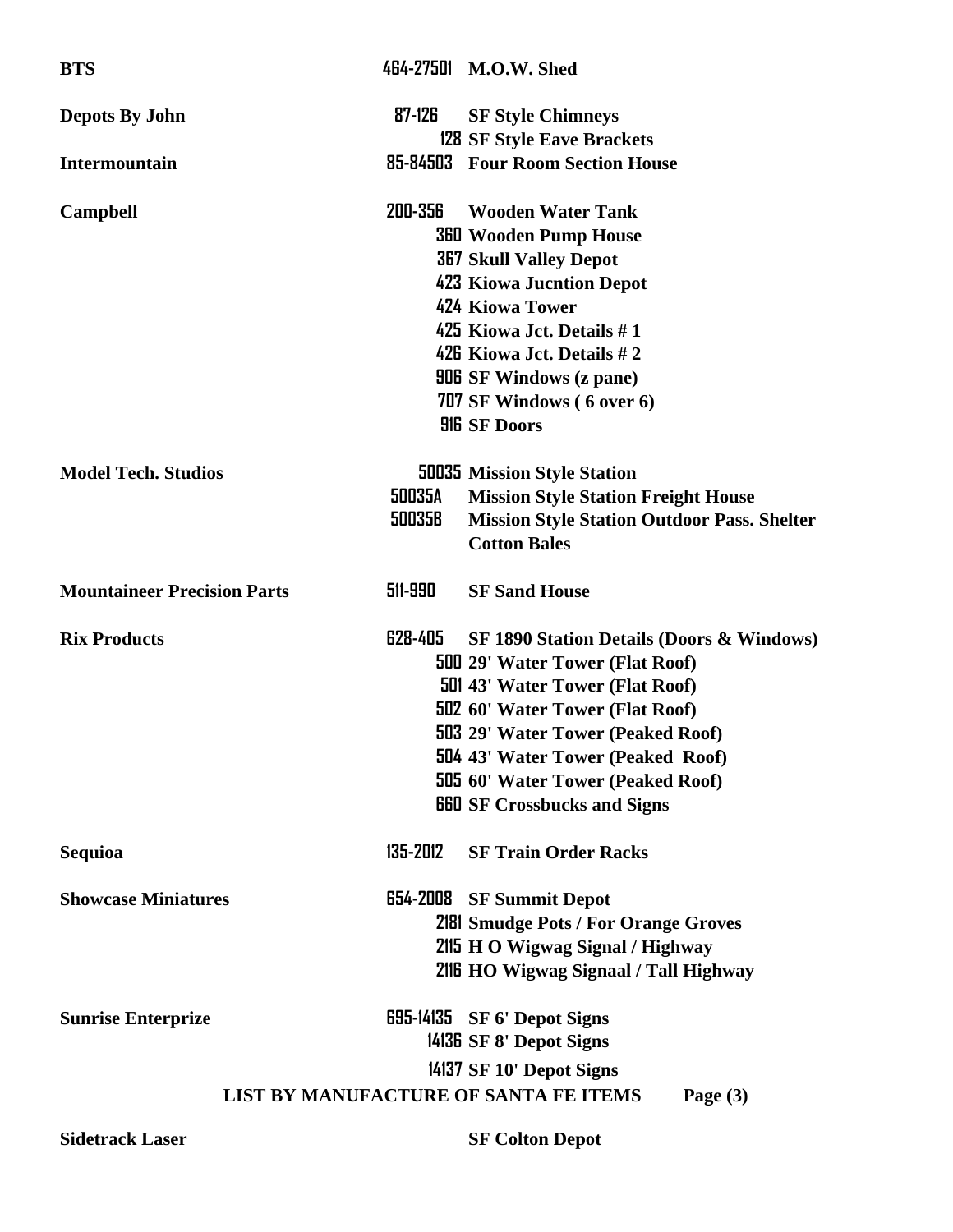| Manufacturer | Number | Item |
|---|---|---|
| **BTS** | 464-27501 | **M.O.W. Shed** |
| **Depots By John** | 87-126 | **SF Style Chimneys** |
| | 128 | **SF Style Eave Brackets** |
| **Intermountain** | 85-84503 | **Four Room Section House** |
| **Campbell** | 200-356 | **Wooden Water Tank** |
| | 360 | **Wooden Pump House** |
| | 367 | **Skull Valley Depot** |
| | 423 | **Kiowa Jucntion Depot** |
| | 424 | **Kiowa Tower** |
| | 425 | **Kiowa Jct. Details # 1** |
| | 426 | **Kiowa Jct. Details # 2** |
| | 906 | **SF Windows (z pane)** |
| | 707 | **SF Windows ( 6 over 6)** |
| | 916 | **SF Doors** |
| **Model Tech. Studios** | 50035 | **Mission Style Station** |
| | 50035A | **Mission Style Station Freight House** |
| | 50035B | **Mission Style Station Outdoor Pass. Shelter** |
| | | **Cotton Bales** |
| **Mountaineer Precision Parts** | 511-990 | **SF Sand House** |
| **Rix Products** | 628-405 | **SF 1890 Station Details (Doors & Windows)** |
| | 500 | **29' Water Tower (Flat Roof)** |
| | 501 | **43' Water Tower (Flat Roof)** |
| | 502 | **60' Water Tower (Flat Roof)** |
| | 503 | **29' Water Tower (Peaked Roof)** |
| | 504 | **43' Water Tower (Peaked Roof)** |
| | 505 | **60' Water Tower (Peaked Roof)** |
| | 660 | **SF Crossbucks and Signs** |
| **Sequioa** | 135-2012 | **SF Train Order Racks** |
| **Showcase Miniatures** | 654-2008 | **SF Summit Depot** |
| | 2181 | **Smudge Pots / For Orange Groves** |
| | 2115 | **H O Wigwag Signal / Highway** |
| | 2116 | **HO Wigwag Signaal / Tall Highway** |
| **Sunrise Enterprize** | 695-14135 | **SF 6' Depot Signs** |
| | 14136 | **SF 8' Depot Signs** |
| | 14137 | **SF 10' Depot Signs** |

**LIST BY MANUFACTURE OF SANTA FE ITEMS Page (3)**

| Manufacturer | Number | Item |
|---|---|---|
| **Sidetrack Laser** | | **SF Colton Depot** |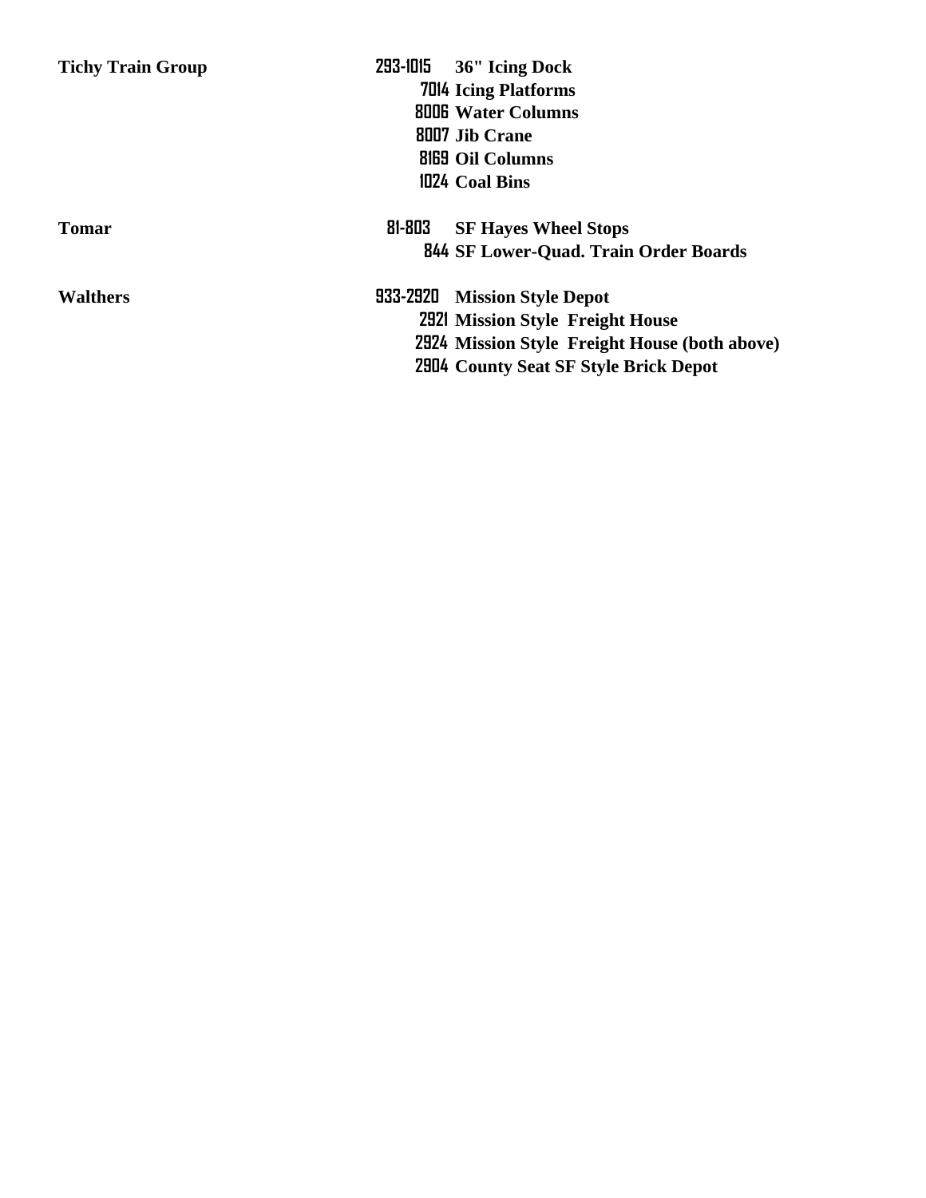| | | |
|---|---|---|
| **Tichy Train Group** | 293-1015 | **36" Icing Dock** |
| | 7014 | **Icing Platforms** |
| | 8006 | **Water Columns** |
| | 8007 | **Jib Crane** |
| | 8169 | **Oil Columns** |
| | 1024 | **Coal Bins** |
| **Tomar** | 81-803 | **SF Hayes Wheel Stops** |
| | 844 | **SF Lower-Quad. Train Order Boards** |
| **Walthers** | 933-2920 | **Mission Style Depot** |
| | 2921 | **Mission Style Freight House** |
| | 2924 | **Mission Style Freight House (both above)** |
| | 2904 | **County Seat SF Style Brick Depot** |